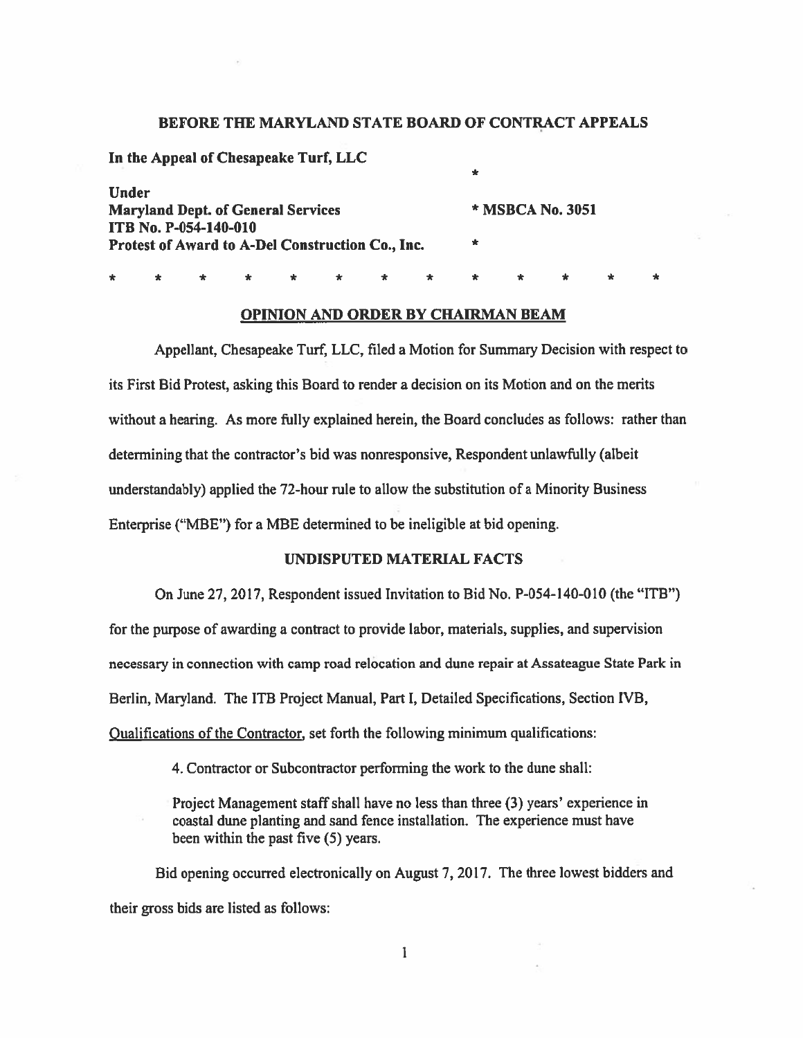**BEFORE THE MARYLAND STATE BOARD OF CONTRACT APPEALS**

**In the Appeal of Chesapeake Turf, LLC** *

**Under**
**Maryland Dept. of General Services** * **MSBCA No. 3051**
**ITB No. P-054-140-010**
**Protest of Award to A-Del Construction Co., Inc.** *

* * * * * * * * * * * * *

## OPINION AND ORDER BY CHAIRMAN BEAM

Appellant, Chesapeake Turf, LLC, filed a Motion for Summary Decision with respect to its First Bid Protest, asking this Board to render a decision on its Motion and on the merits without a hearing. As more fully explained herein, the Board concludes as follows: rather than determining that the contractor's bid was nonresponsive, Respondent unlawfully (albeit understandably) applied the 72-hour rule to allow the substitution of a Minority Business Enterprise ("MBE") for a MBE determined to be ineligible at bid opening.

## UNDISPUTED MATERIAL FACTS

On June 27, 2017, Respondent issued Invitation to Bid No. P-054-140-010 (the "ITB") for the purpose of awarding a contract to provide labor, materials, supplies, and supervision necessary in connection with camp road relocation and dune repair at Assateague State Park in Berlin, Maryland. The ITB Project Manual, Part I, Detailed Specifications, Section IVB, Qualifications of the Contractor, set forth the following minimum qualifications:

> 4. Contractor or Subcontractor performing the work to the dune shall:
>
> Project Management staff shall have no less than three (3) years' experience in coastal dune planting and sand fence installation. The experience must have been within the past five (5) years.

Bid opening occurred electronically on August 7, 2017. The three lowest bidders and their gross bids are listed as follows: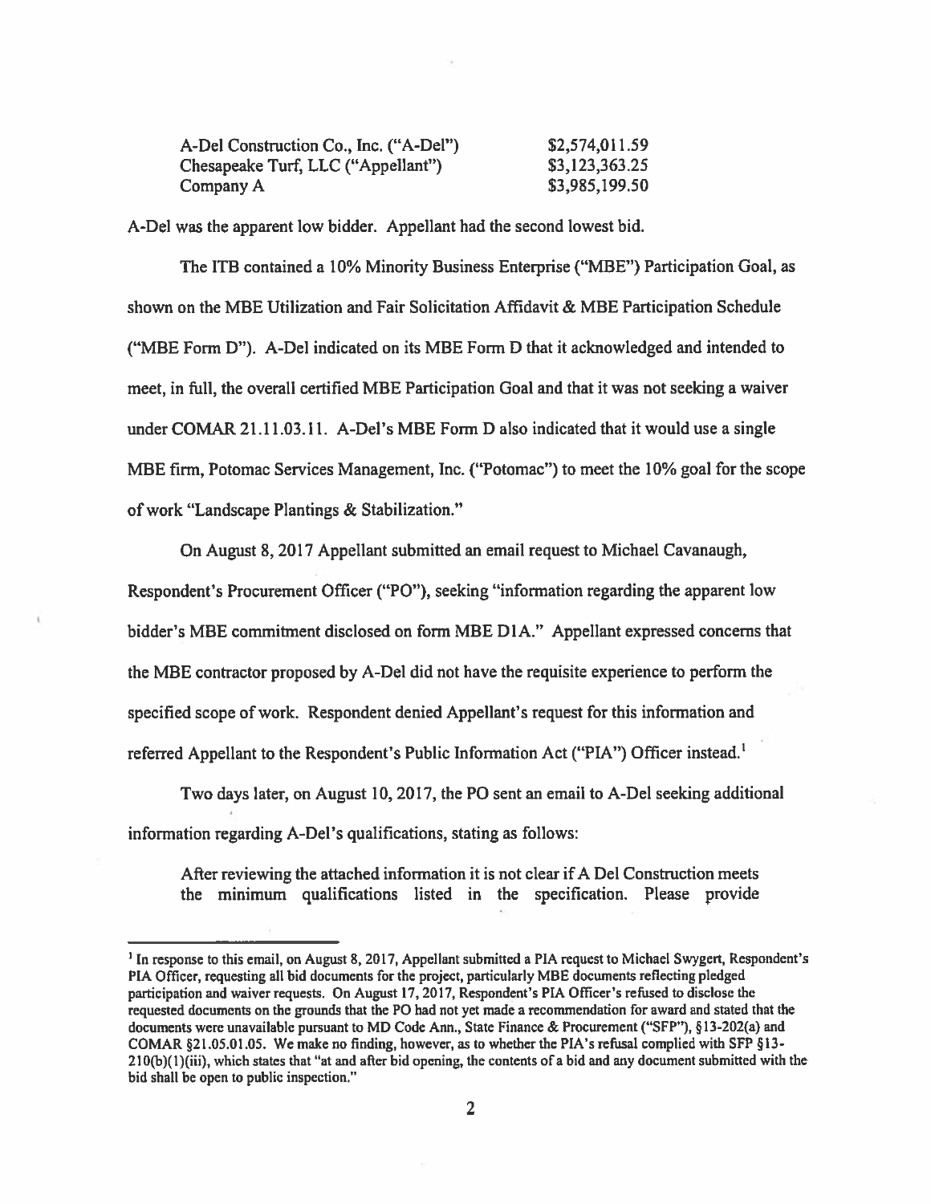| | |
|---|---|
| A-Del Construction Co., Inc. ("A-Del") | $2,574,011.59 |
| Chesapeake Turf, LLC ("Appellant") | $3,123,363.25 |
| Company A | $3,985,199.50 |

A-Del was the apparent low bidder. Appellant had the second lowest bid.

The ITB contained a 10% Minority Business Enterprise ("MBE") Participation Goal, as shown on the MBE Utilization and Fair Solicitation Affidavit & MBE Participation Schedule ("MBE Form D"). A-Del indicated on its MBE Form D that it acknowledged and intended to meet, in full, the overall certified MBE Participation Goal and that it was not seeking a waiver under COMAR 21.11.03.11. A-Del's MBE Form D also indicated that it would use a single MBE firm, Potomac Services Management, Inc. ("Potomac") to meet the 10% goal for the scope of work "Landscape Plantings & Stabilization."

On August 8, 2017 Appellant submitted an email request to Michael Cavanaugh, Respondent's Procurement Officer ("PO"), seeking "information regarding the apparent low bidder's MBE commitment disclosed on form MBE D1A." Appellant expressed concerns that the MBE contractor proposed by A-Del did not have the requisite experience to perform the specified scope of work. Respondent denied Appellant's request for this information and referred Appellant to the Respondent's Public Information Act ("PIA") Officer instead.[1]

Two days later, on August 10, 2017, the PO sent an email to A-Del seeking additional information regarding A-Del's qualifications, stating as follows:

> After reviewing the attached information it is not clear if A Del Construction meets the minimum qualifications listed in the specification. Please provide

---

[1] In response to this email, on August 8, 2017, Appellant submitted a PIA request to Michael Swygert, Respondent's PIA Officer, requesting all bid documents for the project, particularly MBE documents reflecting pledged participation and waiver requests. On August 17, 2017, Respondent's PIA Officer's refused to disclose the requested documents on the grounds that the PO had not yet made a recommendation for award and stated that the documents were unavailable pursuant to MD Code Ann., State Finance & Procurement ("SFP"), §13-202(a) and COMAR §21.05.01.05. We make no finding, however, as to whether the PIA's refusal complied with SFP §13-210(b)(1)(iii), which states that "at and after bid opening, the contents of a bid and any document submitted with the bid shall be open to public inspection."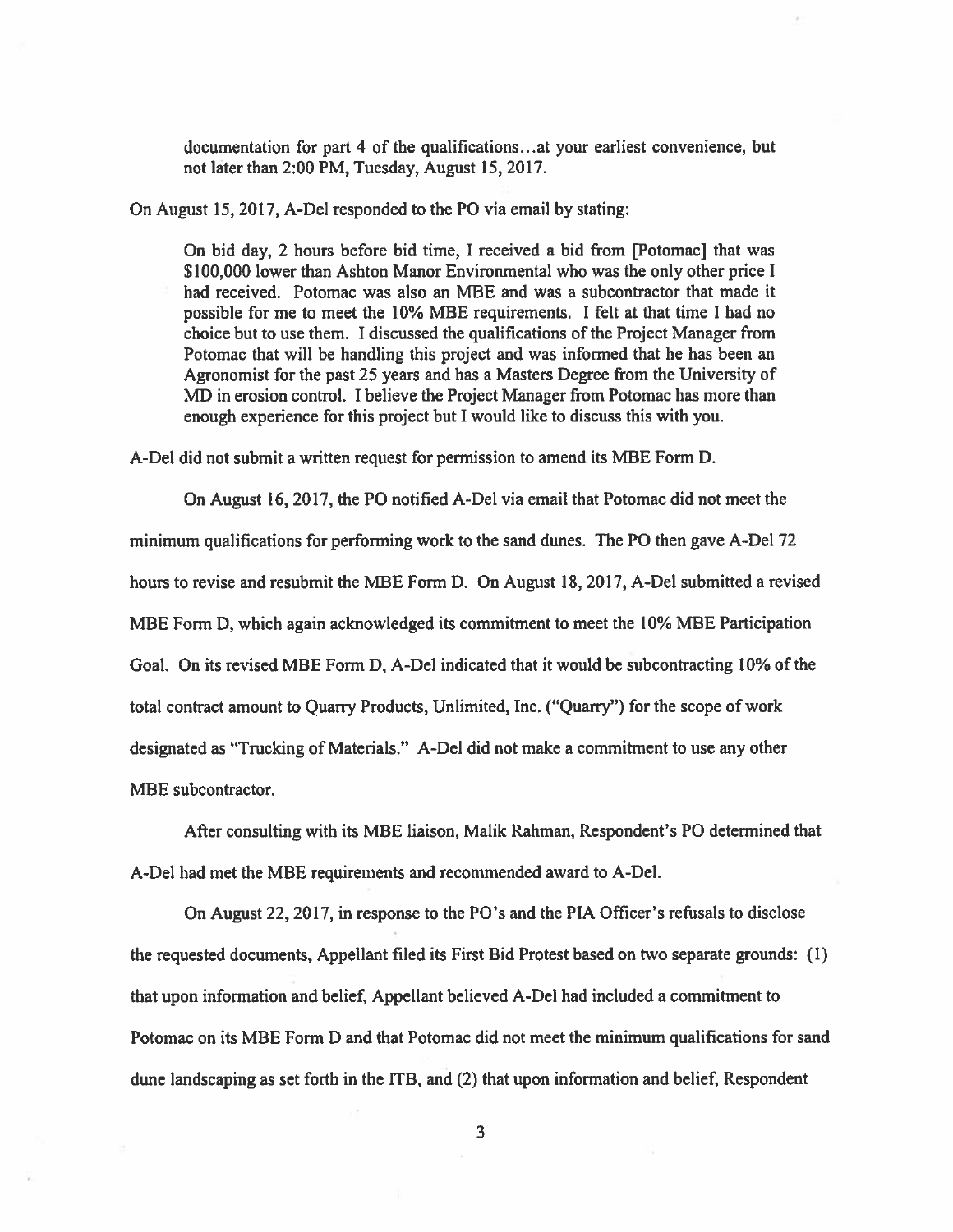> documentation for part 4 of the qualifications…at your earliest convenience, but not later than 2:00 PM, Tuesday, August 15, 2017.

On August 15, 2017, A-Del responded to the PO via email by stating:

> On bid day, 2 hours before bid time, I received a bid from [Potomac] that was $100,000 lower than Ashton Manor Environmental who was the only other price I had received. Potomac was also an MBE and was a subcontractor that made it possible for me to meet the 10% MBE requirements. I felt at that time I had no choice but to use them. I discussed the qualifications of the Project Manager from Potomac that will be handling this project and was informed that he has been an Agronomist for the past 25 years and has a Masters Degree from the University of MD in erosion control. I believe the Project Manager from Potomac has more than enough experience for this project but I would like to discuss this with you.

A-Del did not submit a written request for permission to amend its MBE Form D.

On August 16, 2017, the PO notified A-Del via email that Potomac did not meet the minimum qualifications for performing work to the sand dunes. The PO then gave A-Del 72 hours to revise and resubmit the MBE Form D. On August 18, 2017, A-Del submitted a revised MBE Form D, which again acknowledged its commitment to meet the 10% MBE Participation Goal. On its revised MBE Form D, A-Del indicated that it would be subcontracting 10% of the total contract amount to Quarry Products, Unlimited, Inc. ("Quarry") for the scope of work designated as "Trucking of Materials." A-Del did not make a commitment to use any other MBE subcontractor.

After consulting with its MBE liaison, Malik Rahman, Respondent's PO determined that A-Del had met the MBE requirements and recommended award to A-Del.

On August 22, 2017, in response to the PO's and the PIA Officer's refusals to disclose the requested documents, Appellant filed its First Bid Protest based on two separate grounds: (1) that upon information and belief, Appellant believed A-Del had included a commitment to Potomac on its MBE Form D and that Potomac did not meet the minimum qualifications for sand dune landscaping as set forth in the ITB, and (2) that upon information and belief, Respondent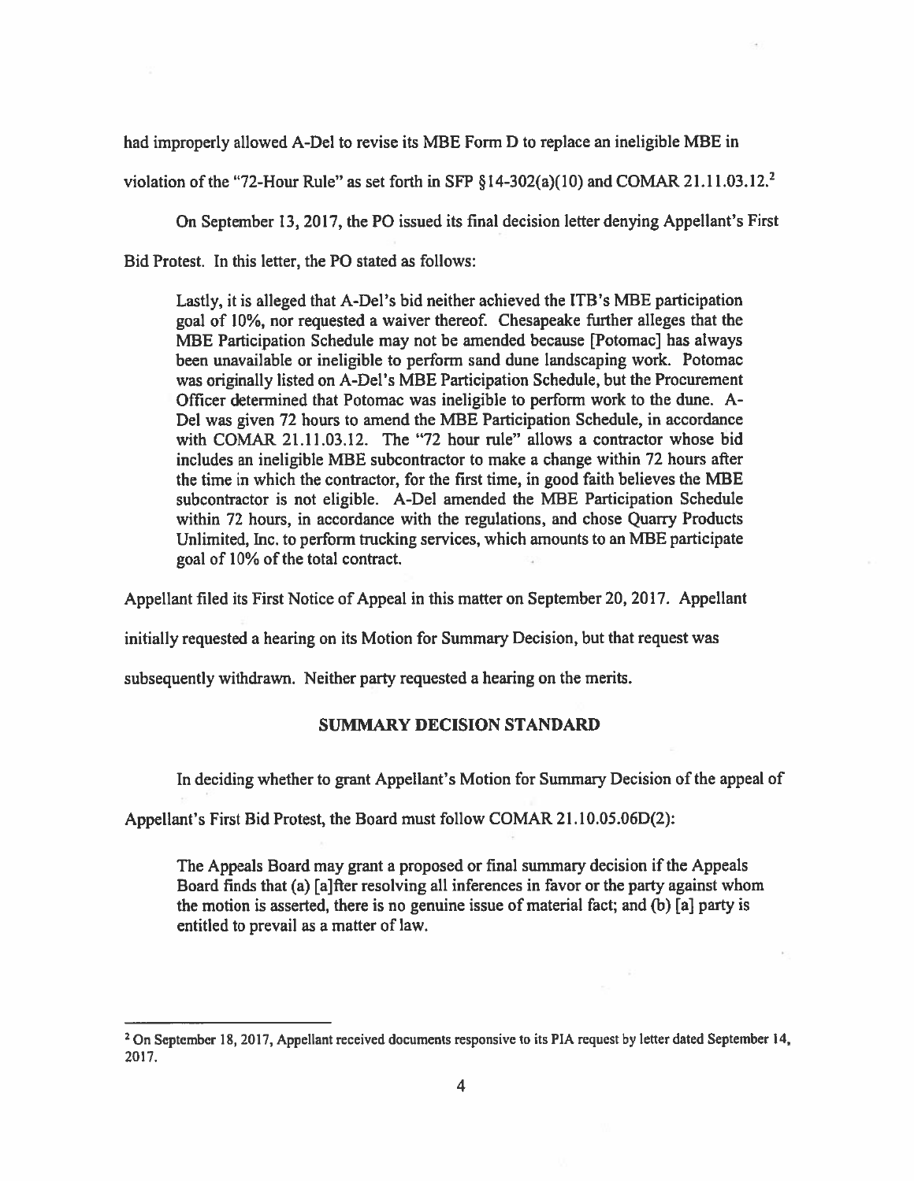had improperly allowed A-Del to revise its MBE Form D to replace an ineligible MBE in violation of the "72-Hour Rule" as set forth in SFP §14-302(a)(10) and COMAR 21.11.03.12.[2]

On September 13, 2017, the PO issued its final decision letter denying Appellant's First Bid Protest. In this letter, the PO stated as follows:

> Lastly, it is alleged that A-Del's bid neither achieved the ITB's MBE participation goal of 10%, nor requested a waiver thereof. Chesapeake further alleges that the MBE Participation Schedule may not be amended because [Potomac] has always been unavailable or ineligible to perform sand dune landscaping work. Potomac was originally listed on A-Del's MBE Participation Schedule, but the Procurement Officer determined that Potomac was ineligible to perform work to the dune. A-Del was given 72 hours to amend the MBE Participation Schedule, in accordance with COMAR 21.11.03.12. The "72 hour rule" allows a contractor whose bid includes an ineligible MBE subcontractor to make a change within 72 hours after the time in which the contractor, for the first time, in good faith believes the MBE subcontractor is not eligible. A-Del amended the MBE Participation Schedule within 72 hours, in accordance with the regulations, and chose Quarry Products Unlimited, Inc. to perform trucking services, which amounts to an MBE participate goal of 10% of the total contract.

Appellant filed its First Notice of Appeal in this matter on September 20, 2017. Appellant initially requested a hearing on its Motion for Summary Decision, but that request was subsequently withdrawn. Neither party requested a hearing on the merits.

## SUMMARY DECISION STANDARD

In deciding whether to grant Appellant's Motion for Summary Decision of the appeal of Appellant's First Bid Protest, the Board must follow COMAR 21.10.05.06D(2):

> The Appeals Board may grant a proposed or final summary decision if the Appeals Board finds that (a) [a]fter resolving all inferences in favor or the party against whom the motion is asserted, there is no genuine issue of material fact; and (b) [a] party is entitled to prevail as a matter of law.

---

[2] On September 18, 2017, Appellant received documents responsive to its PIA request by letter dated September 14, 2017.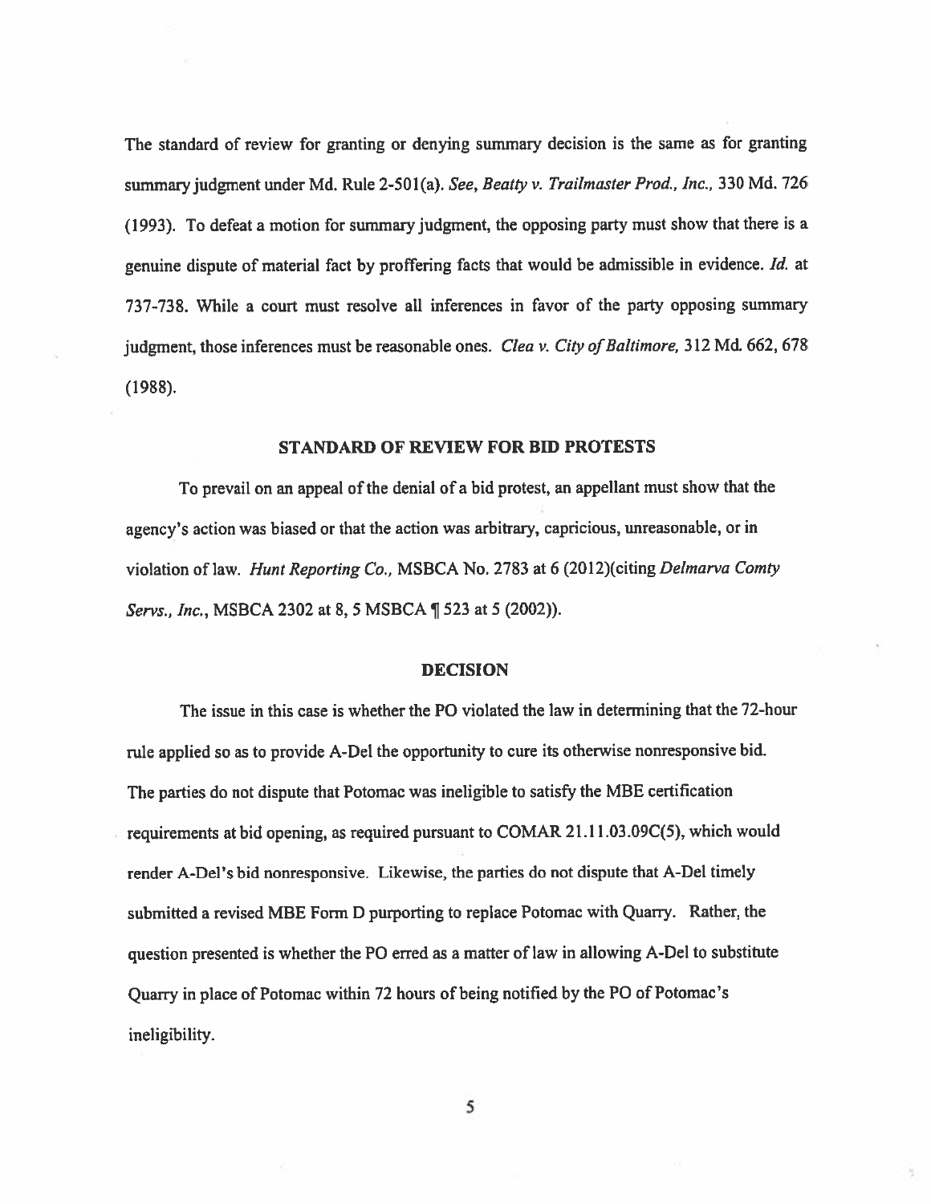The standard of review for granting or denying summary decision is the same as for granting summary judgment under Md. Rule 2-501(a). *See, Beatty v. Trailmaster Prod., Inc.*, 330 Md. 726 (1993). To defeat a motion for summary judgment, the opposing party must show that there is a genuine dispute of material fact by proffering facts that would be admissible in evidence. *Id.* at 737-738. While a court must resolve all inferences in favor of the party opposing summary judgment, those inferences must be reasonable ones. *Clea v. City of Baltimore*, 312 Md. 662, 678 (1988).

## STANDARD OF REVIEW FOR BID PROTESTS

To prevail on an appeal of the denial of a bid protest, an appellant must show that the agency's action was biased or that the action was arbitrary, capricious, unreasonable, or in violation of law. *Hunt Reporting Co.*, MSBCA No. 2783 at 6 (2012)(citing *Delmarva Comty Servs., Inc.*, MSBCA 2302 at 8, 5 MSBCA ¶ 523 at 5 (2002)).

## DECISION

The issue in this case is whether the PO violated the law in determining that the 72-hour rule applied so as to provide A-Del the opportunity to cure its otherwise nonresponsive bid. The parties do not dispute that Potomac was ineligible to satisfy the MBE certification requirements at bid opening, as required pursuant to COMAR 21.11.03.09C(5), which would render A-Del's bid nonresponsive. Likewise, the parties do not dispute that A-Del timely submitted a revised MBE Form D purporting to replace Potomac with Quarry. Rather, the question presented is whether the PO erred as a matter of law in allowing A-Del to substitute Quarry in place of Potomac within 72 hours of being notified by the PO of Potomac's ineligibility.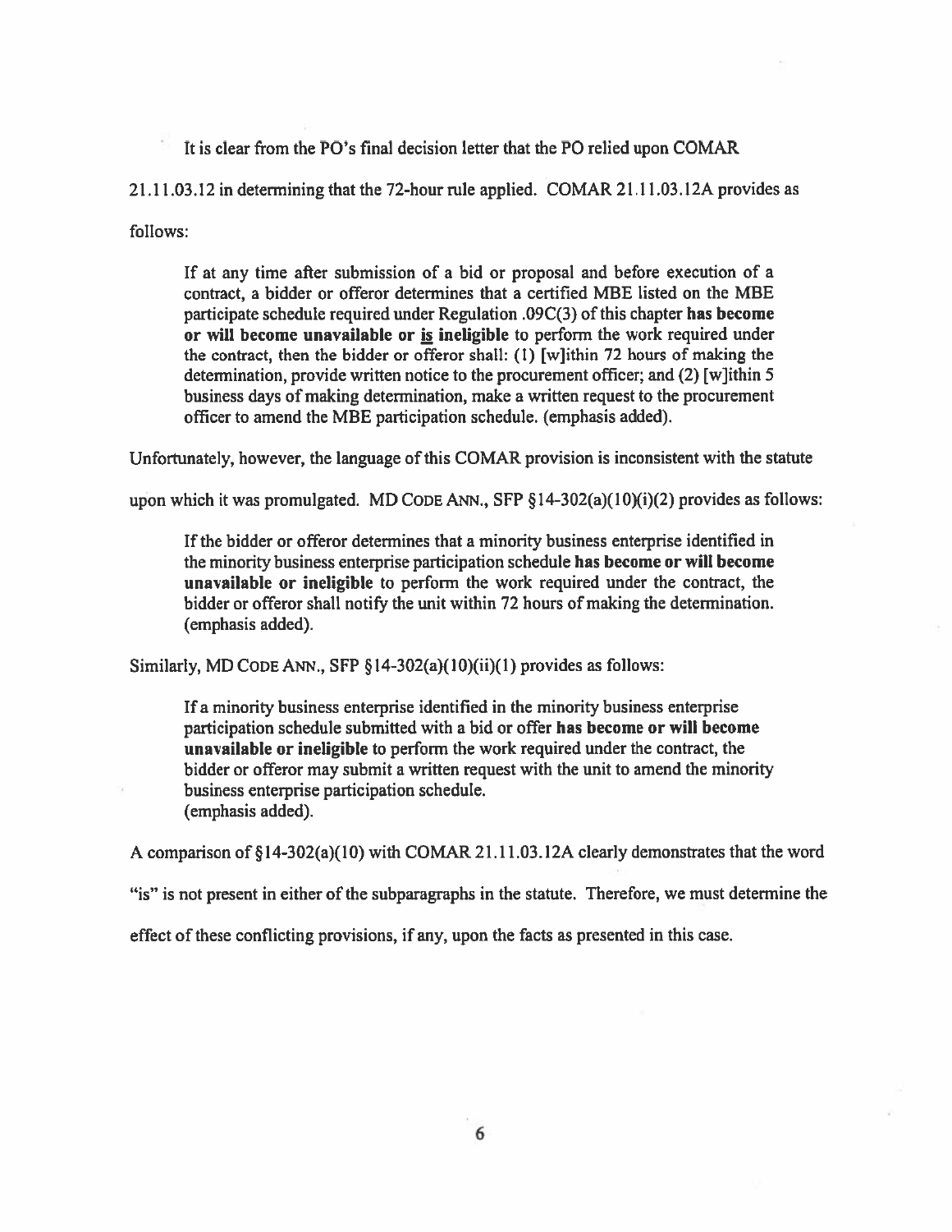It is clear from the PO's final decision letter that the PO relied upon COMAR 21.11.03.12 in determining that the 72-hour rule applied. COMAR 21.11.03.12A provides as follows:

> If at any time after submission of a bid or proposal and before execution of a contract, a bidder or offeror determines that a certified MBE listed on the MBE participate schedule required under Regulation .09C(3) of this chapter **has become or will become unavailable or <u>is</u> ineligible** to perform the work required under the contract, then the bidder or offeror shall: (1) [w]ithin 72 hours of making the determination, provide written notice to the procurement officer; and (2) [w]ithin 5 business days of making determination, make a written request to the procurement officer to amend the MBE participation schedule. (emphasis added).

Unfortunately, however, the language of this COMAR provision is inconsistent with the statute upon which it was promulgated. MD CODE ANN., SFP §14-302(a)(10)(i)(2) provides as follows:

> If the bidder or offeror determines that a minority business enterprise identified in the minority business enterprise participation schedule **has become or will become unavailable or ineligible** to perform the work required under the contract, the bidder or offeror shall notify the unit within 72 hours of making the determination. (emphasis added).

Similarly, MD CODE ANN., SFP §14-302(a)(10)(ii)(1) provides as follows:

> If a minority business enterprise identified in the minority business enterprise participation schedule submitted with a bid or offer **has become or will become unavailable or ineligible** to perform the work required under the contract, the bidder or offeror may submit a written request with the unit to amend the minority business enterprise participation schedule.
> (emphasis added).

A comparison of §14-302(a)(10) with COMAR 21.11.03.12A clearly demonstrates that the word "is" is not present in either of the subparagraphs in the statute. Therefore, we must determine the effect of these conflicting provisions, if any, upon the facts as presented in this case.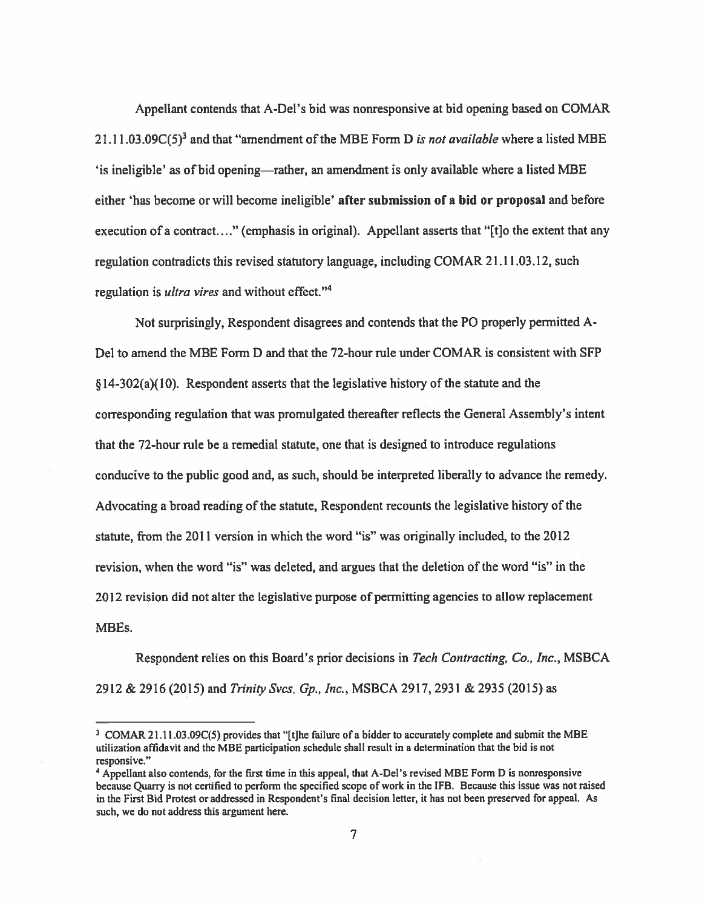Appellant contends that A-Del's bid was nonresponsive at bid opening based on COMAR 21.11.03.09C(5)[3] and that "amendment of the MBE Form D *is not available* where a listed MBE 'is ineligible' as of bid opening—rather, an amendment is only available where a listed MBE either 'has become or will become ineligible' **after submission of a bid or proposal** and before execution of a contract…." (emphasis in original). Appellant asserts that "[t]o the extent that any regulation contradicts this revised statutory language, including COMAR 21.11.03.12, such regulation is *ultra vires* and without effect."[4]

Not surprisingly, Respondent disagrees and contends that the PO properly permitted A-Del to amend the MBE Form D and that the 72-hour rule under COMAR is consistent with SFP §14-302(a)(10). Respondent asserts that the legislative history of the statute and the corresponding regulation that was promulgated thereafter reflects the General Assembly's intent that the 72-hour rule be a remedial statute, one that is designed to introduce regulations conducive to the public good and, as such, should be interpreted liberally to advance the remedy. Advocating a broad reading of the statute, Respondent recounts the legislative history of the statute, from the 2011 version in which the word "is" was originally included, to the 2012 revision, when the word "is" was deleted, and argues that the deletion of the word "is" in the 2012 revision did not alter the legislative purpose of permitting agencies to allow replacement MBEs.

Respondent relies on this Board's prior decisions in *Tech Contracting, Co., Inc.*, MSBCA 2912 & 2916 (2015) and *Trinity Svcs. Gp., Inc.*, MSBCA 2917, 2931 & 2935 (2015) as

---

[3] COMAR 21.11.03.09C(5) provides that "[t]he failure of a bidder to accurately complete and submit the MBE utilization affidavit and the MBE participation schedule shall result in a determination that the bid is not responsive."

[4] Appellant also contends, for the first time in this appeal, that A-Del's revised MBE Form D is nonresponsive because Quarry is not certified to perform the specified scope of work in the IFB. Because this issue was not raised in the First Bid Protest or addressed in Respondent's final decision letter, it has not been preserved for appeal. As such, we do not address this argument here.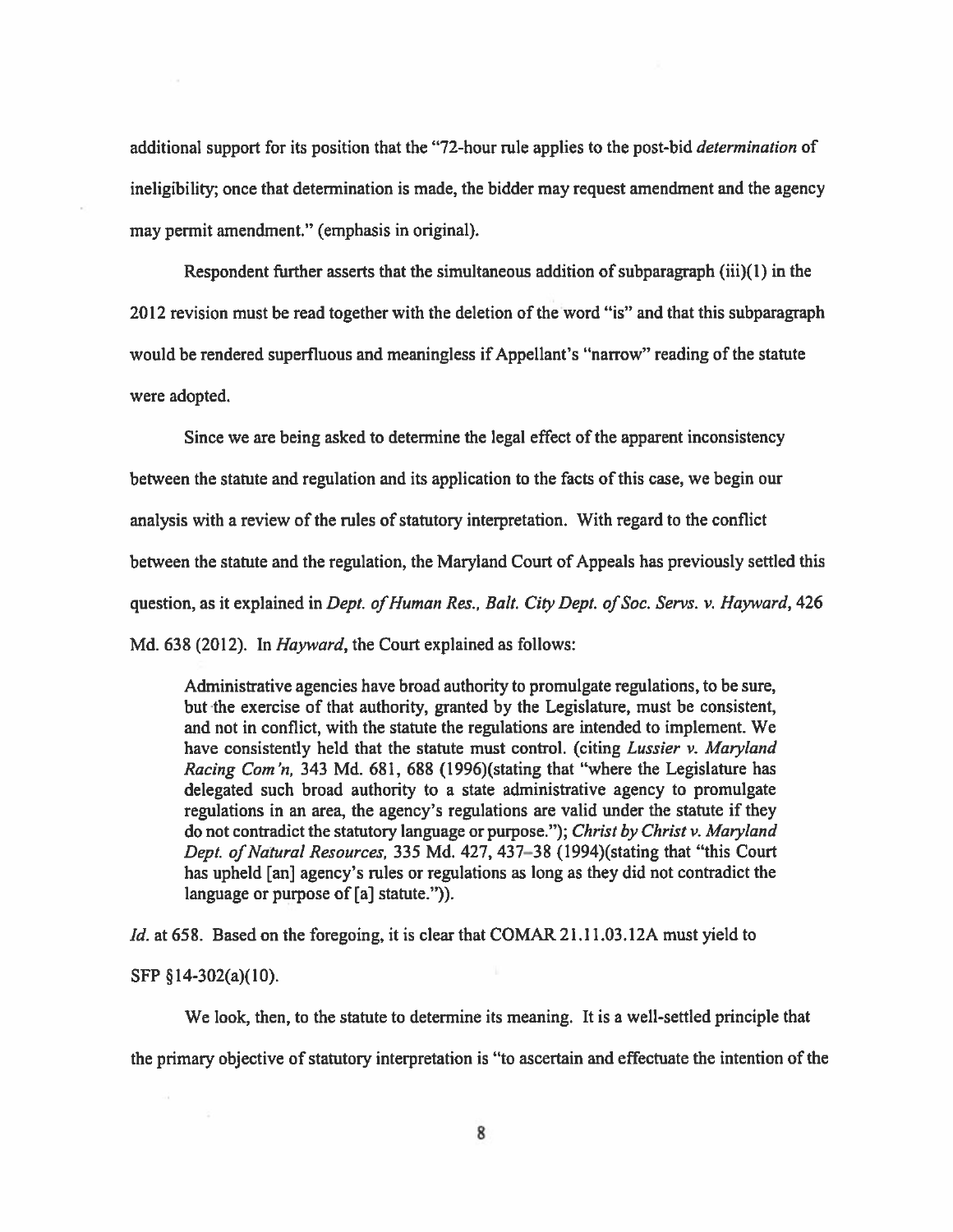additional support for its position that the "72-hour rule applies to the post-bid *determination* of ineligibility; once that determination is made, the bidder may request amendment and the agency may permit amendment." (emphasis in original).

Respondent further asserts that the simultaneous addition of subparagraph (iii)(1) in the 2012 revision must be read together with the deletion of the word "is" and that this subparagraph would be rendered superfluous and meaningless if Appellant's "narrow" reading of the statute were adopted.

Since we are being asked to determine the legal effect of the apparent inconsistency between the statute and regulation and its application to the facts of this case, we begin our analysis with a review of the rules of statutory interpretation. With regard to the conflict between the statute and the regulation, the Maryland Court of Appeals has previously settled this question, as it explained in *Dept. of Human Res., Balt. City Dept. of Soc. Servs. v. Hayward*, 426 Md. 638 (2012). In *Hayward*, the Court explained as follows:

> Administrative agencies have broad authority to promulgate regulations, to be sure, but the exercise of that authority, granted by the Legislature, must be consistent, and not in conflict, with the statute the regulations are intended to implement. We have consistently held that the statute must control. (citing *Lussier v. Maryland Racing Com'n*, 343 Md. 681, 688 (1996)(stating that "where the Legislature has delegated such broad authority to a state administrative agency to promulgate regulations in an area, the agency's regulations are valid under the statute if they do not contradict the statutory language or purpose."); *Christ by Christ v. Maryland Dept. of Natural Resources*, 335 Md. 427, 437–38 (1994)(stating that "this Court has upheld [an] agency's rules or regulations as long as they did not contradict the language or purpose of [a] statute.")).

*Id.* at 658. Based on the foregoing, it is clear that COMAR 21.11.03.12A must yield to SFP §14-302(a)(10).

We look, then, to the statute to determine its meaning. It is a well-settled principle that the primary objective of statutory interpretation is "to ascertain and effectuate the intention of the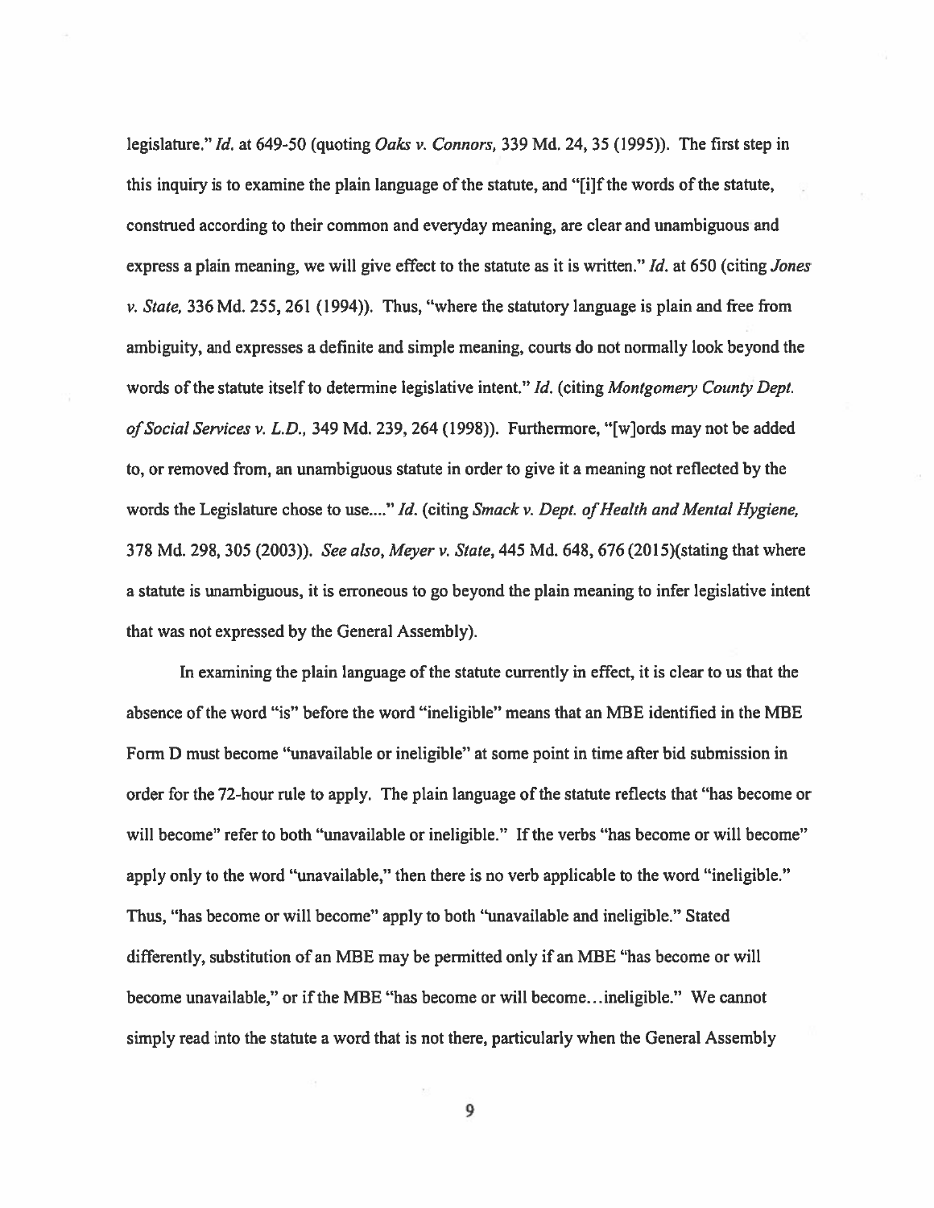legislature." *Id.* at 649-50 (quoting *Oaks v. Connors,* 339 Md. 24, 35 (1995)). The first step in this inquiry is to examine the plain language of the statute, and "[i]f the words of the statute, construed according to their common and everyday meaning, are clear and unambiguous and express a plain meaning, we will give effect to the statute as it is written." *Id.* at 650 (citing *Jones v. State,* 336 Md. 255, 261 (1994)). Thus, "where the statutory language is plain and free from ambiguity, and expresses a definite and simple meaning, courts do not normally look beyond the words of the statute itself to determine legislative intent." *Id.* (citing *Montgomery County Dept. of Social Services v. L.D.,* 349 Md. 239, 264 (1998)). Furthermore, "[w]ords may not be added to, or removed from, an unambiguous statute in order to give it a meaning not reflected by the words the Legislature chose to use...." *Id.* (citing *Smack v. Dept. of Health and Mental Hygiene,* 378 Md. 298, 305 (2003)). *See also, Meyer v. State,* 445 Md. 648, 676 (2015)(stating that where a statute is unambiguous, it is erroneous to go beyond the plain meaning to infer legislative intent that was not expressed by the General Assembly).

In examining the plain language of the statute currently in effect, it is clear to us that the absence of the word "is" before the word "ineligible" means that an MBE identified in the MBE Form D must become "unavailable or ineligible" at some point in time after bid submission in order for the 72-hour rule to apply. The plain language of the statute reflects that "has become or will become" refer to both "unavailable or ineligible." If the verbs "has become or will become" apply only to the word "unavailable," then there is no verb applicable to the word "ineligible." Thus, "has become or will become" apply to both "unavailable and ineligible." Stated differently, substitution of an MBE may be permitted only if an MBE "has become or will become unavailable," or if the MBE "has become or will become...ineligible." We cannot simply read into the statute a word that is not there, particularly when the General Assembly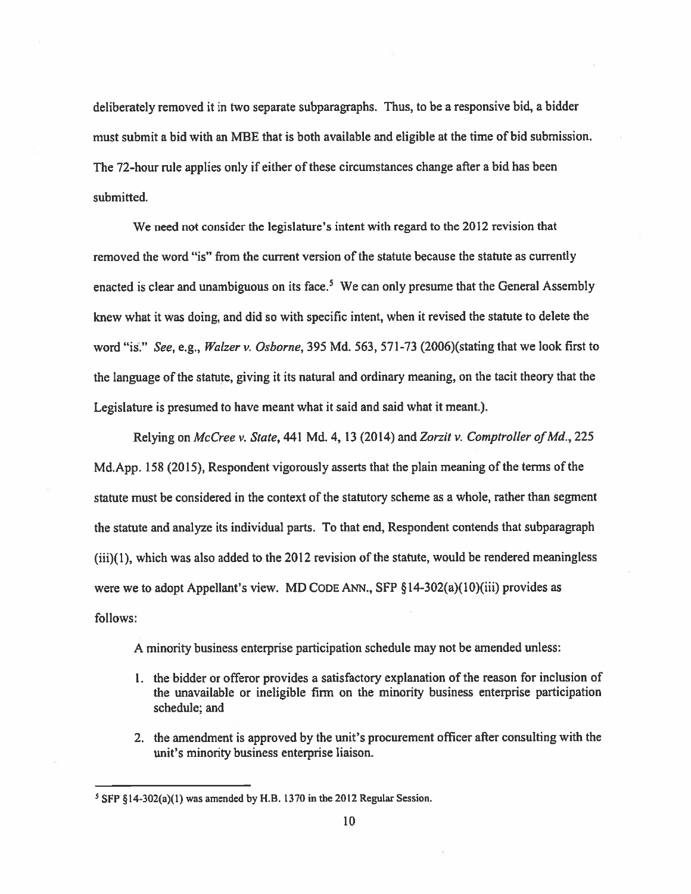deliberately removed it in two separate subparagraphs. Thus, to be a responsive bid, a bidder must submit a bid with an MBE that is both available and eligible at the time of bid submission. The 72-hour rule applies only if either of these circumstances change after a bid has been submitted.

We need not consider the legislature's intent with regard to the 2012 revision that removed the word "is" from the current version of the statute because the statute as currently enacted is clear and unambiguous on its face.[5] We can only presume that the General Assembly knew what it was doing, and did so with specific intent, when it revised the statute to delete the word "is." *See*, e.g., *Walzer v. Osborne*, 395 Md. 563, 571-73 (2006)(stating that we look first to the language of the statute, giving it its natural and ordinary meaning, on the tacit theory that the Legislature is presumed to have meant what it said and said what it meant.).

Relying on *McCree v. State*, 441 Md. 4, 13 (2014) and *Zorzit v. Comptroller of Md.*, 225 Md.App. 158 (2015), Respondent vigorously asserts that the plain meaning of the terms of the statute must be considered in the context of the statutory scheme as a whole, rather than segment the statute and analyze its individual parts. To that end, Respondent contends that subparagraph (iii)(1), which was also added to the 2012 revision of the statute, would be rendered meaningless were we to adopt Appellant's view. MD CODE ANN., SFP §14-302(a)(10)(iii) provides as follows:

> A minority business enterprise participation schedule may not be amended unless:
>
> 1. the bidder or offeror provides a satisfactory explanation of the reason for inclusion of the unavailable or ineligible firm on the minority business enterprise participation schedule; and
>
> 2. the amendment is approved by the unit's procurement officer after consulting with the unit's minority business enterprise liaison.

---

[5] SFP §14-302(a)(1) was amended by H.B. 1370 in the 2012 Regular Session.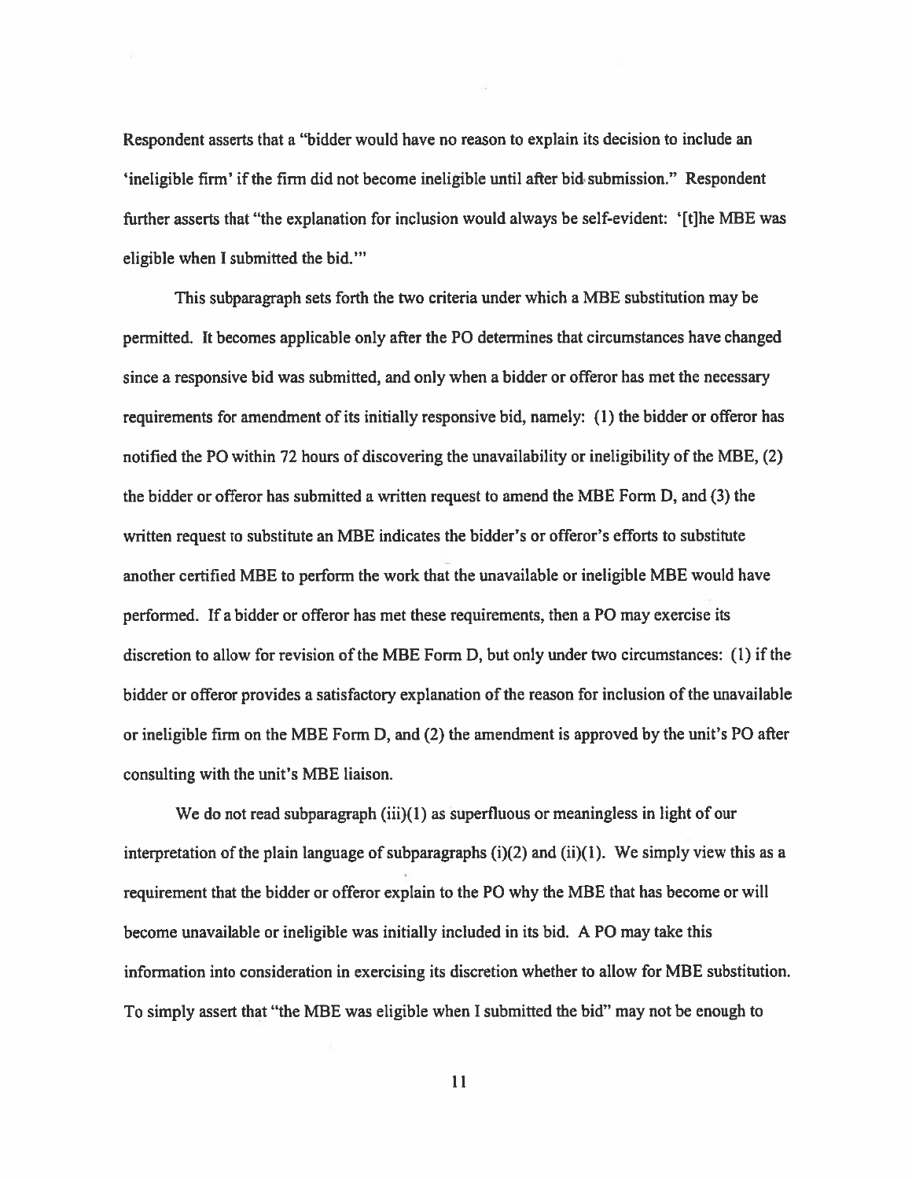Respondent asserts that a "bidder would have no reason to explain its decision to include an 'ineligible firm' if the firm did not become ineligible until after bid submission." Respondent further asserts that "the explanation for inclusion would always be self-evident: '[t]he MBE was eligible when I submitted the bid.'"

This subparagraph sets forth the two criteria under which a MBE substitution may be permitted. It becomes applicable only after the PO determines that circumstances have changed since a responsive bid was submitted, and only when a bidder or offeror has met the necessary requirements for amendment of its initially responsive bid, namely: (1) the bidder or offeror has notified the PO within 72 hours of discovering the unavailability or ineligibility of the MBE, (2) the bidder or offeror has submitted a written request to amend the MBE Form D, and (3) the written request to substitute an MBE indicates the bidder's or offeror's efforts to substitute another certified MBE to perform the work that the unavailable or ineligible MBE would have performed. If a bidder or offeror has met these requirements, then a PO may exercise its discretion to allow for revision of the MBE Form D, but only under two circumstances: (1) if the bidder or offeror provides a satisfactory explanation of the reason for inclusion of the unavailable or ineligible firm on the MBE Form D, and (2) the amendment is approved by the unit's PO after consulting with the unit's MBE liaison.

We do not read subparagraph (iii)(1) as superfluous or meaningless in light of our interpretation of the plain language of subparagraphs (i)(2) and (ii)(1). We simply view this as a requirement that the bidder or offeror explain to the PO why the MBE that has become or will become unavailable or ineligible was initially included in its bid. A PO may take this information into consideration in exercising its discretion whether to allow for MBE substitution. To simply assert that "the MBE was eligible when I submitted the bid" may not be enough to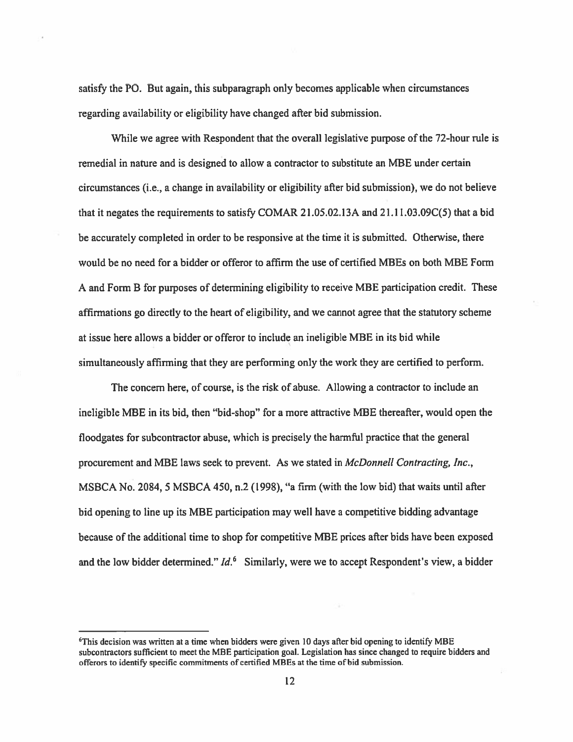satisfy the PO. But again, this subparagraph only becomes applicable when circumstances regarding availability or eligibility have changed after bid submission.

While we agree with Respondent that the overall legislative purpose of the 72-hour rule is remedial in nature and is designed to allow a contractor to substitute an MBE under certain circumstances (i.e., a change in availability or eligibility after bid submission), we do not believe that it negates the requirements to satisfy COMAR 21.05.02.13A and 21.11.03.09C(5) that a bid be accurately completed in order to be responsive at the time it is submitted. Otherwise, there would be no need for a bidder or offeror to affirm the use of certified MBEs on both MBE Form A and Form B for purposes of determining eligibility to receive MBE participation credit. These affirmations go directly to the heart of eligibility, and we cannot agree that the statutory scheme at issue here allows a bidder or offeror to include an ineligible MBE in its bid while simultaneously affirming that they are performing only the work they are certified to perform.

The concern here, of course, is the risk of abuse. Allowing a contractor to include an ineligible MBE in its bid, then "bid-shop" for a more attractive MBE thereafter, would open the floodgates for subcontractor abuse, which is precisely the harmful practice that the general procurement and MBE laws seek to prevent. As we stated in *McDonnell Contracting, Inc.*, MSBCA No. 2084, 5 MSBCA 450, n.2 (1998), "a firm (with the low bid) that waits until after bid opening to line up its MBE participation may well have a competitive bidding advantage because of the additional time to shop for competitive MBE prices after bids have been exposed and the low bidder determined." *Id.*[6] Similarly, were we to accept Respondent's view, a bidder

[6]This decision was written at a time when bidders were given 10 days after bid opening to identify MBE subcontractors sufficient to meet the MBE participation goal. Legislation has since changed to require bidders and offerors to identify specific commitments of certified MBEs at the time of bid submission.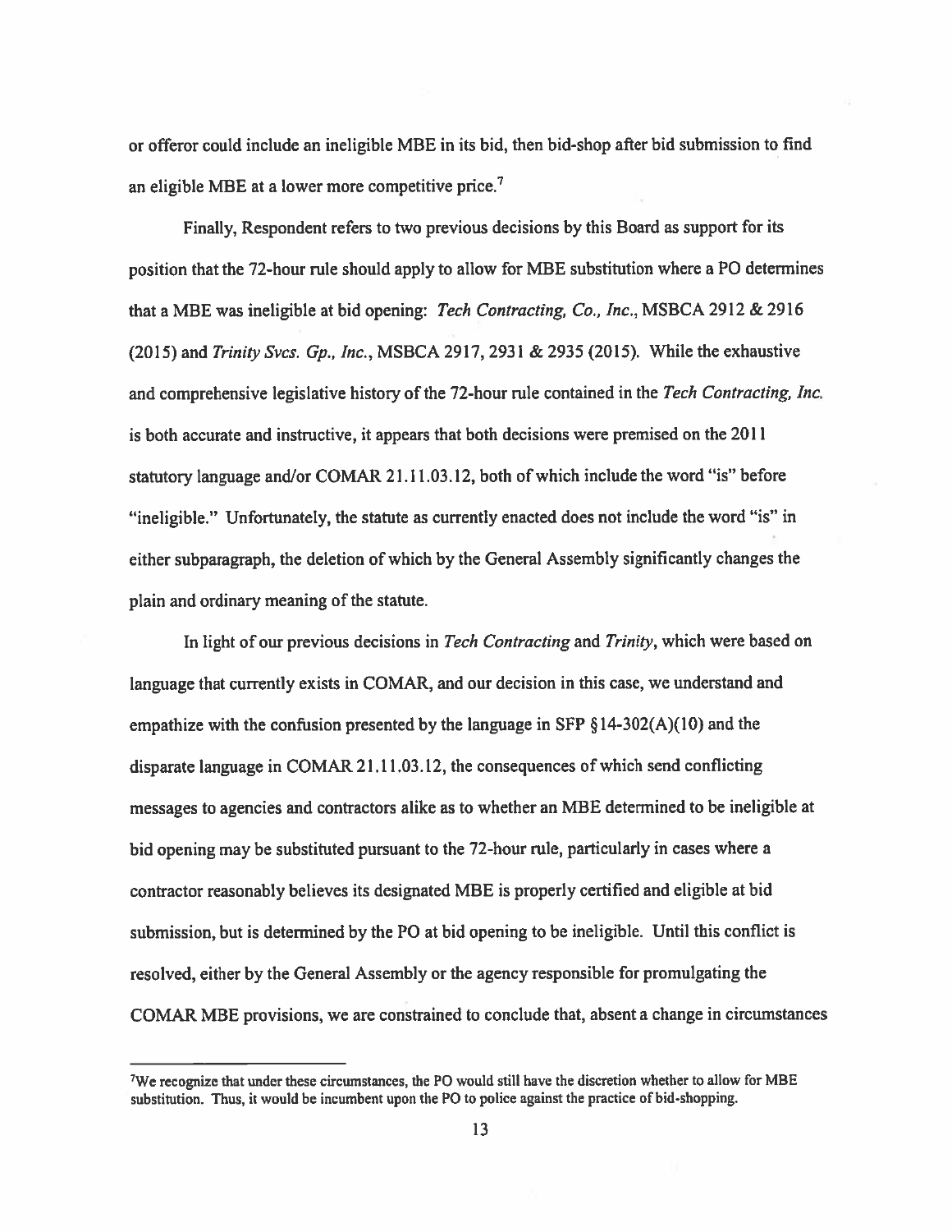or offeror could include an ineligible MBE in its bid, then bid-shop after bid submission to find an eligible MBE at a lower more competitive price.[7]

Finally, Respondent refers to two previous decisions by this Board as support for its position that the 72-hour rule should apply to allow for MBE substitution where a PO determines that a MBE was ineligible at bid opening: *Tech Contracting, Co., Inc.*, MSBCA 2912 & 2916 (2015) and *Trinity Svcs. Gp., Inc.*, MSBCA 2917, 2931 & 2935 (2015). While the exhaustive and comprehensive legislative history of the 72-hour rule contained in the *Tech Contracting, Inc.* is both accurate and instructive, it appears that both decisions were premised on the 2011 statutory language and/or COMAR 21.11.03.12, both of which include the word "is" before "ineligible." Unfortunately, the statute as currently enacted does not include the word "is" in either subparagraph, the deletion of which by the General Assembly significantly changes the plain and ordinary meaning of the statute.

In light of our previous decisions in *Tech Contracting* and *Trinity*, which were based on language that currently exists in COMAR, and our decision in this case, we understand and empathize with the confusion presented by the language in SFP §14-302(A)(10) and the disparate language in COMAR 21.11.03.12, the consequences of which send conflicting messages to agencies and contractors alike as to whether an MBE determined to be ineligible at bid opening may be substituted pursuant to the 72-hour rule, particularly in cases where a contractor reasonably believes its designated MBE is properly certified and eligible at bid submission, but is determined by the PO at bid opening to be ineligible. Until this conflict is resolved, either by the General Assembly or the agency responsible for promulgating the COMAR MBE provisions, we are constrained to conclude that, absent a change in circumstances

---

[7]We recognize that under these circumstances, the PO would still have the discretion whether to allow for MBE substitution. Thus, it would be incumbent upon the PO to police against the practice of bid-shopping.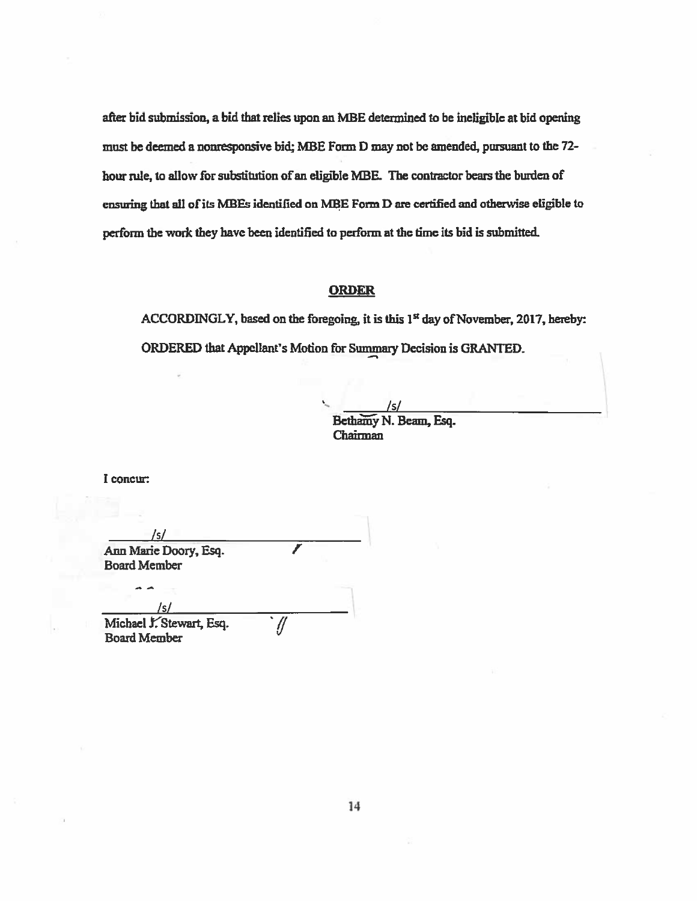after bid submission, a bid that relies upon an MBE determined to be ineligible at bid opening must be deemed a nonresponsive bid; MBE Form D may not be amended, pursuant to the 72-hour rule, to allow for substitution of an eligible MBE. The contractor bears the burden of ensuring that all of its MBEs identified on MBE Form D are certified and otherwise eligible to perform the work they have been identified to perform at the time its bid is submitted.

## ORDER

ACCORDINGLY, based on the foregoing, it is this 1st day of November, 2017, hereby:

ORDERED that Appellant's Motion for Summary Decision is GRANTED.

/s/
Bethamy N. Beam, Esq.
Chairman

I concur:

/s/
Ann Marie Doory, Esq.
Board Member

/s/
Michael J. Stewart, Esq.
Board Member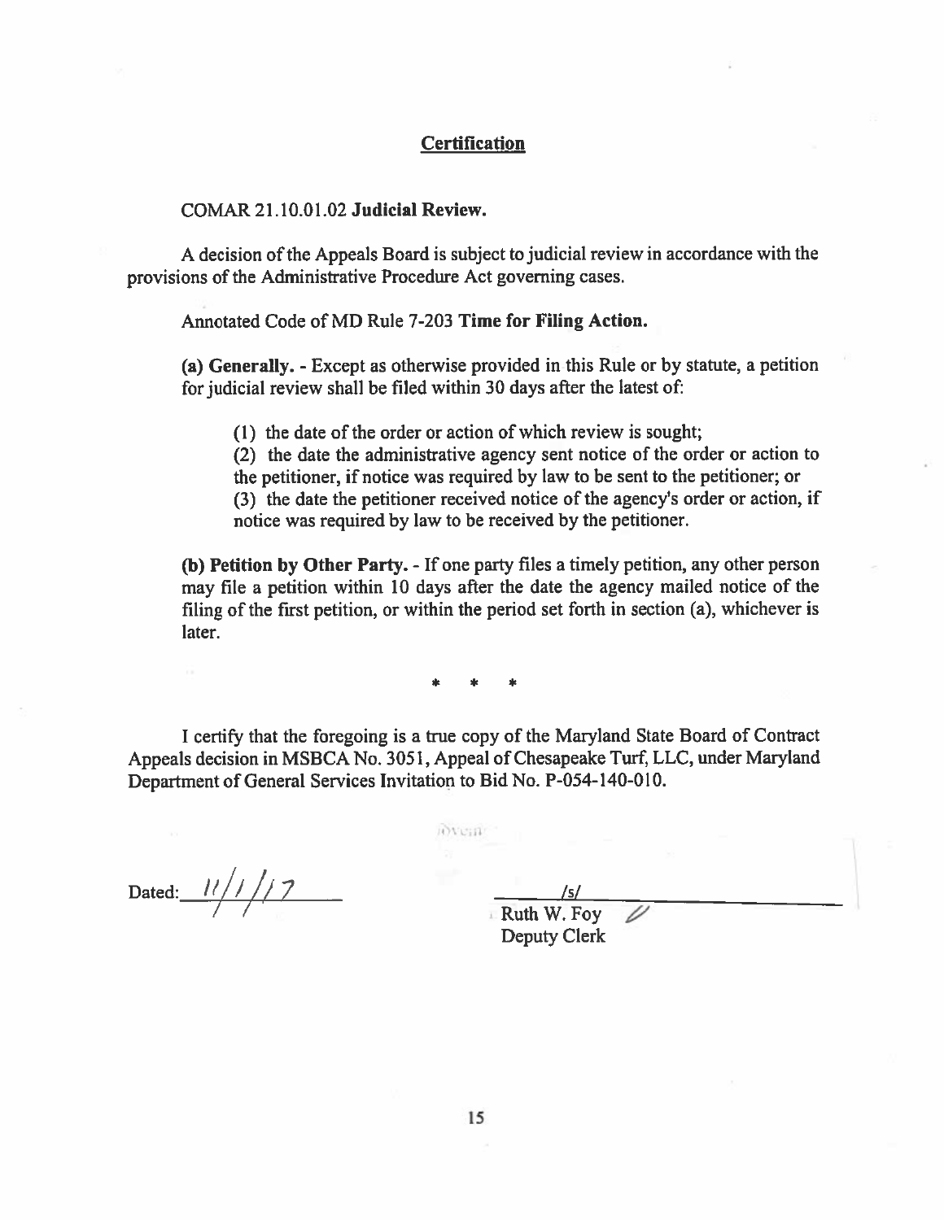## Certification

COMAR 21.10.01.02 **Judicial Review.**

A decision of the Appeals Board is subject to judicial review in accordance with the provisions of the Administrative Procedure Act governing cases.

Annotated Code of MD Rule 7-203 **Time for Filing Action.**

**(a) Generally.** - Except as otherwise provided in this Rule or by statute, a petition for judicial review shall be filed within 30 days after the latest of:

(1) the date of the order or action of which review is sought;

(2) the date the administrative agency sent notice of the order or action to the petitioner, if notice was required by law to be sent to the petitioner; or

(3) the date the petitioner received notice of the agency's order or action, if notice was required by law to be received by the petitioner.

**(b) Petition by Other Party.** - If one party files a timely petition, any other person may file a petition within 10 days after the date the agency mailed notice of the filing of the first petition, or within the period set forth in section (a), whichever is later.

\* \* \*

I certify that the foregoing is a true copy of the Maryland State Board of Contract Appeals decision in MSBCA No. 3051, Appeal of Chesapeake Turf, LLC, under Maryland Department of General Services Invitation to Bid No. P-054-140-010.

Dated: 11/1/17

/s/
Ruth W. Foy
Deputy Clerk